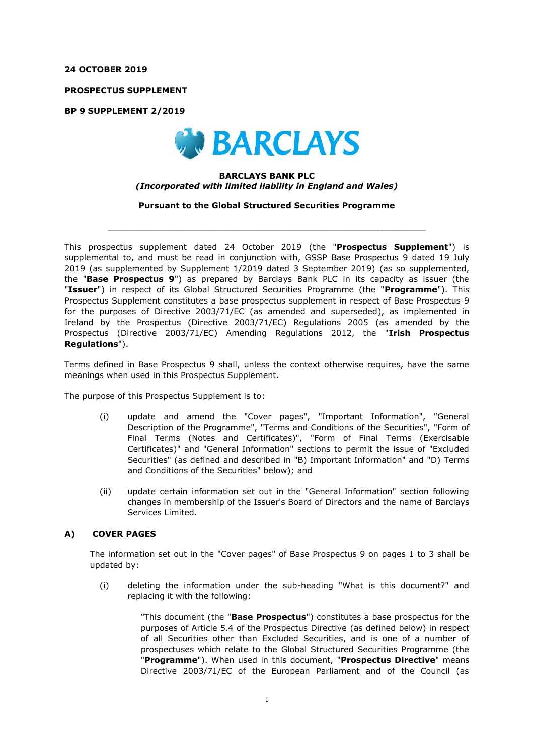**24 OCTOBER 2019**

**PROSPECTUS SUPPLEMENT**

**BP 9 SUPPLEMENT 2/2019**

**BARCLAYS**

**BARCLAYS BANK PLC**
***(Incorporated with limited liability in England and Wales)***

**Pursuant to the Global Structured Securities Programme**

---

This prospectus supplement dated 24 October 2019 (the "**Prospectus Supplement**") is supplemental to, and must be read in conjunction with, GSSP Base Prospectus 9 dated 19 July 2019 (as supplemented by Supplement 1/2019 dated 3 September 2019) (as so supplemented, the "**Base Prospectus 9**") as prepared by Barclays Bank PLC in its capacity as issuer (the "**Issuer**") in respect of its Global Structured Securities Programme (the "**Programme**"). This Prospectus Supplement constitutes a base prospectus supplement in respect of Base Prospectus 9 for the purposes of Directive 2003/71/EC (as amended and superseded), as implemented in Ireland by the Prospectus (Directive 2003/71/EC) Regulations 2005 (as amended by the Prospectus (Directive 2003/71/EC) Amending Regulations 2012, the "**Irish Prospectus Regulations**").

Terms defined in Base Prospectus 9 shall, unless the context otherwise requires, have the same meanings when used in this Prospectus Supplement.

The purpose of this Prospectus Supplement is to:

(i) update and amend the "Cover pages", "Important Information", "General Description of the Programme", "Terms and Conditions of the Securities", "Form of Final Terms (Notes and Certificates)", "Form of Final Terms (Exercisable Certificates)" and "General Information" sections to permit the issue of "Excluded Securities" (as defined and described in "B) Important Information" and "D) Terms and Conditions of the Securities" below); and

(ii) update certain information set out in the "General Information" section following changes in membership of the Issuer's Board of Directors and the name of Barclays Services Limited.

## A) COVER PAGES

The information set out in the "Cover pages" of Base Prospectus 9 on pages 1 to 3 shall be updated by:

(i) deleting the information under the sub-heading "What is this document?" and replacing it with the following:

"This document (the "**Base Prospectus**") constitutes a base prospectus for the purposes of Article 5.4 of the Prospectus Directive (as defined below) in respect of all Securities other than Excluded Securities, and is one of a number of prospectuses which relate to the Global Structured Securities Programme (the "**Programme**"). When used in this document, "**Prospectus Directive**" means Directive 2003/71/EC of the European Parliament and of the Council (as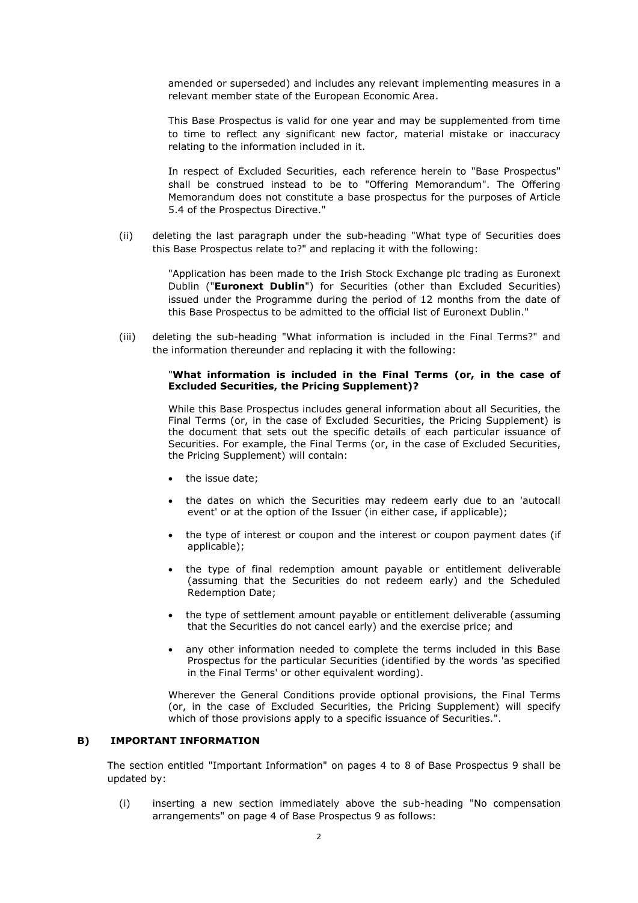amended or superseded) and includes any relevant implementing measures in a relevant member state of the European Economic Area.

This Base Prospectus is valid for one year and may be supplemented from time to time to reflect any significant new factor, material mistake or inaccuracy relating to the information included in it.

In respect of Excluded Securities, each reference herein to "Base Prospectus" shall be construed instead to be to "Offering Memorandum". The Offering Memorandum does not constitute a base prospectus for the purposes of Article 5.4 of the Prospectus Directive."

(ii) deleting the last paragraph under the sub-heading "What type of Securities does this Base Prospectus relate to?" and replacing it with the following:

"Application has been made to the Irish Stock Exchange plc trading as Euronext Dublin ("**Euronext Dublin**") for Securities (other than Excluded Securities) issued under the Programme during the period of 12 months from the date of this Base Prospectus to be admitted to the official list of Euronext Dublin."

(iii) deleting the sub-heading "What information is included in the Final Terms?" and the information thereunder and replacing it with the following:

"**What information is included in the Final Terms (or, in the case of Excluded Securities, the Pricing Supplement)?**

While this Base Prospectus includes general information about all Securities, the Final Terms (or, in the case of Excluded Securities, the Pricing Supplement) is the document that sets out the specific details of each particular issuance of Securities. For example, the Final Terms (or, in the case of Excluded Securities, the Pricing Supplement) will contain:

- the issue date;
- the dates on which the Securities may redeem early due to an 'autocall event' or at the option of the Issuer (in either case, if applicable);
- the type of interest or coupon and the interest or coupon payment dates (if applicable);
- the type of final redemption amount payable or entitlement deliverable (assuming that the Securities do not redeem early) and the Scheduled Redemption Date;
- the type of settlement amount payable or entitlement deliverable (assuming that the Securities do not cancel early) and the exercise price; and
- any other information needed to complete the terms included in this Base Prospectus for the particular Securities (identified by the words 'as specified in the Final Terms' or other equivalent wording).

Wherever the General Conditions provide optional provisions, the Final Terms (or, in the case of Excluded Securities, the Pricing Supplement) will specify which of those provisions apply to a specific issuance of Securities.".

## B) IMPORTANT INFORMATION

The section entitled "Important Information" on pages 4 to 8 of Base Prospectus 9 shall be updated by:

(i) inserting a new section immediately above the sub-heading "No compensation arrangements" on page 4 of Base Prospectus 9 as follows: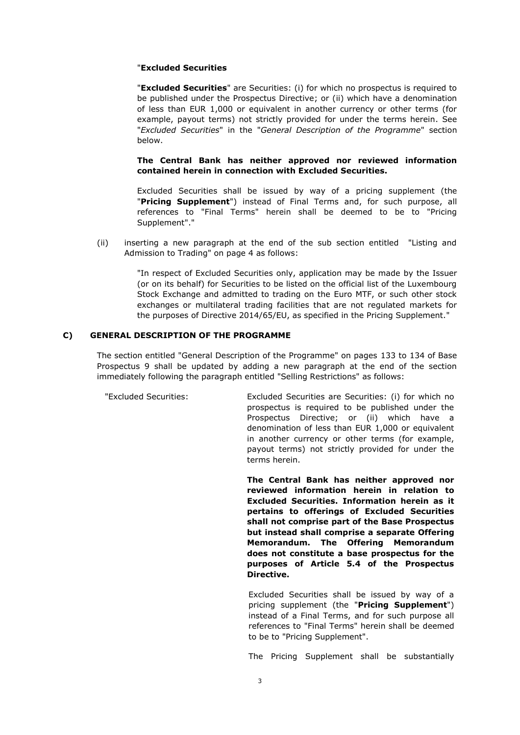"**Excluded Securities**

"**Excluded Securities**" are Securities: (i) for which no prospectus is required to be published under the Prospectus Directive; or (ii) which have a denomination of less than EUR 1,000 or equivalent in another currency or other terms (for example, payout terms) not strictly provided for under the terms herein. See "*Excluded Securities*" in the "*General Description of the Programme*" section below.

**The Central Bank has neither approved nor reviewed information contained herein in connection with Excluded Securities.**

Excluded Securities shall be issued by way of a pricing supplement (the "**Pricing Supplement**") instead of Final Terms and, for such purpose, all references to "Final Terms" herein shall be deemed to be to "Pricing Supplement"."

(ii) inserting a new paragraph at the end of the sub section entitled "Listing and Admission to Trading" on page 4 as follows:

"In respect of Excluded Securities only, application may be made by the Issuer (or on its behalf) for Securities to be listed on the official list of the Luxembourg Stock Exchange and admitted to trading on the Euro MTF, or such other stock exchanges or multilateral trading facilities that are not regulated markets for the purposes of Directive 2014/65/EU, as specified in the Pricing Supplement."

## C) GENERAL DESCRIPTION OF THE PROGRAMME

The section entitled "General Description of the Programme" on pages 133 to 134 of Base Prospectus 9 shall be updated by adding a new paragraph at the end of the section immediately following the paragraph entitled "Selling Restrictions" as follows:

"Excluded Securities: Excluded Securities are Securities: (i) for which no prospectus is required to be published under the Prospectus Directive; or (ii) which have a denomination of less than EUR 1,000 or equivalent in another currency or other terms (for example, payout terms) not strictly provided for under the terms herein.

**The Central Bank has neither approved nor reviewed information herein in relation to Excluded Securities. Information herein as it pertains to offerings of Excluded Securities shall not comprise part of the Base Prospectus but instead shall comprise a separate Offering Memorandum. The Offering Memorandum does not constitute a base prospectus for the purposes of Article 5.4 of the Prospectus Directive.**

Excluded Securities shall be issued by way of a pricing supplement (the "**Pricing Supplement**") instead of a Final Terms, and for such purpose all references to "Final Terms" herein shall be deemed to be to "Pricing Supplement".

The Pricing Supplement shall be substantially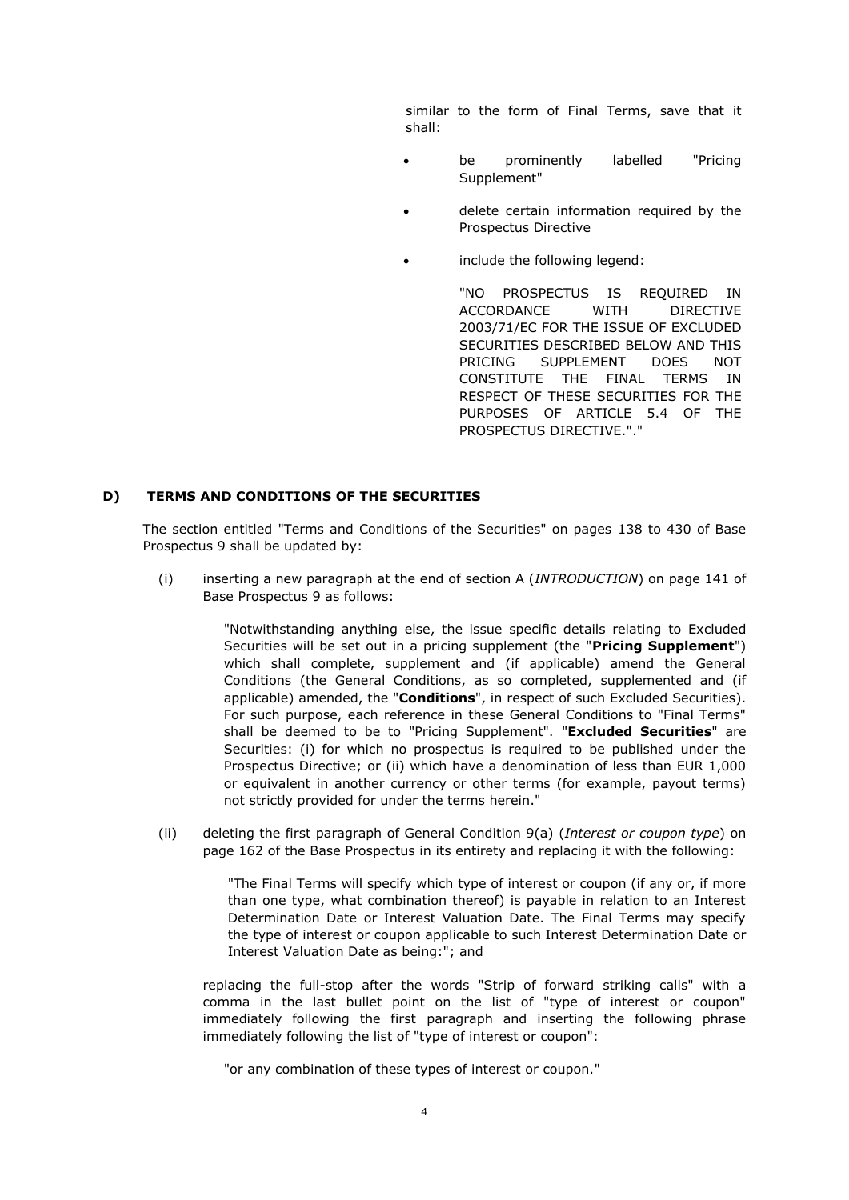similar to the form of Final Terms, save that it shall:

- be prominently labelled "Pricing Supplement"
- delete certain information required by the Prospectus Directive
- include the following legend:

  "NO PROSPECTUS IS REQUIRED IN ACCORDANCE WITH DIRECTIVE 2003/71/EC FOR THE ISSUE OF EXCLUDED SECURITIES DESCRIBED BELOW AND THIS PRICING SUPPLEMENT DOES NOT CONSTITUTE THE FINAL TERMS IN RESPECT OF THESE SECURITIES FOR THE PURPOSES OF ARTICLE 5.4 OF THE PROSPECTUS DIRECTIVE."."

## D) TERMS AND CONDITIONS OF THE SECURITIES

The section entitled "Terms and Conditions of the Securities" on pages 138 to 430 of Base Prospectus 9 shall be updated by:

(i) inserting a new paragraph at the end of section A (*INTRODUCTION*) on page 141 of Base Prospectus 9 as follows:

> "Notwithstanding anything else, the issue specific details relating to Excluded Securities will be set out in a pricing supplement (the "**Pricing Supplement**") which shall complete, supplement and (if applicable) amend the General Conditions (the General Conditions, as so completed, supplemented and (if applicable) amended, the "**Conditions**", in respect of such Excluded Securities). For such purpose, each reference in these General Conditions to "Final Terms" shall be deemed to be to "Pricing Supplement". "**Excluded Securities**" are Securities: (i) for which no prospectus is required to be published under the Prospectus Directive; or (ii) which have a denomination of less than EUR 1,000 or equivalent in another currency or other terms (for example, payout terms) not strictly provided for under the terms herein."

(ii) deleting the first paragraph of General Condition 9(a) (*Interest or coupon type*) on page 162 of the Base Prospectus in its entirety and replacing it with the following:

> "The Final Terms will specify which type of interest or coupon (if any or, if more than one type, what combination thereof) is payable in relation to an Interest Determination Date or Interest Valuation Date. The Final Terms may specify the type of interest or coupon applicable to such Interest Determination Date or Interest Valuation Date as being:"; and

replacing the full-stop after the words "Strip of forward striking calls" with a comma in the last bullet point on the list of "type of interest or coupon" immediately following the first paragraph and inserting the following phrase immediately following the list of "type of interest or coupon":

> "or any combination of these types of interest or coupon."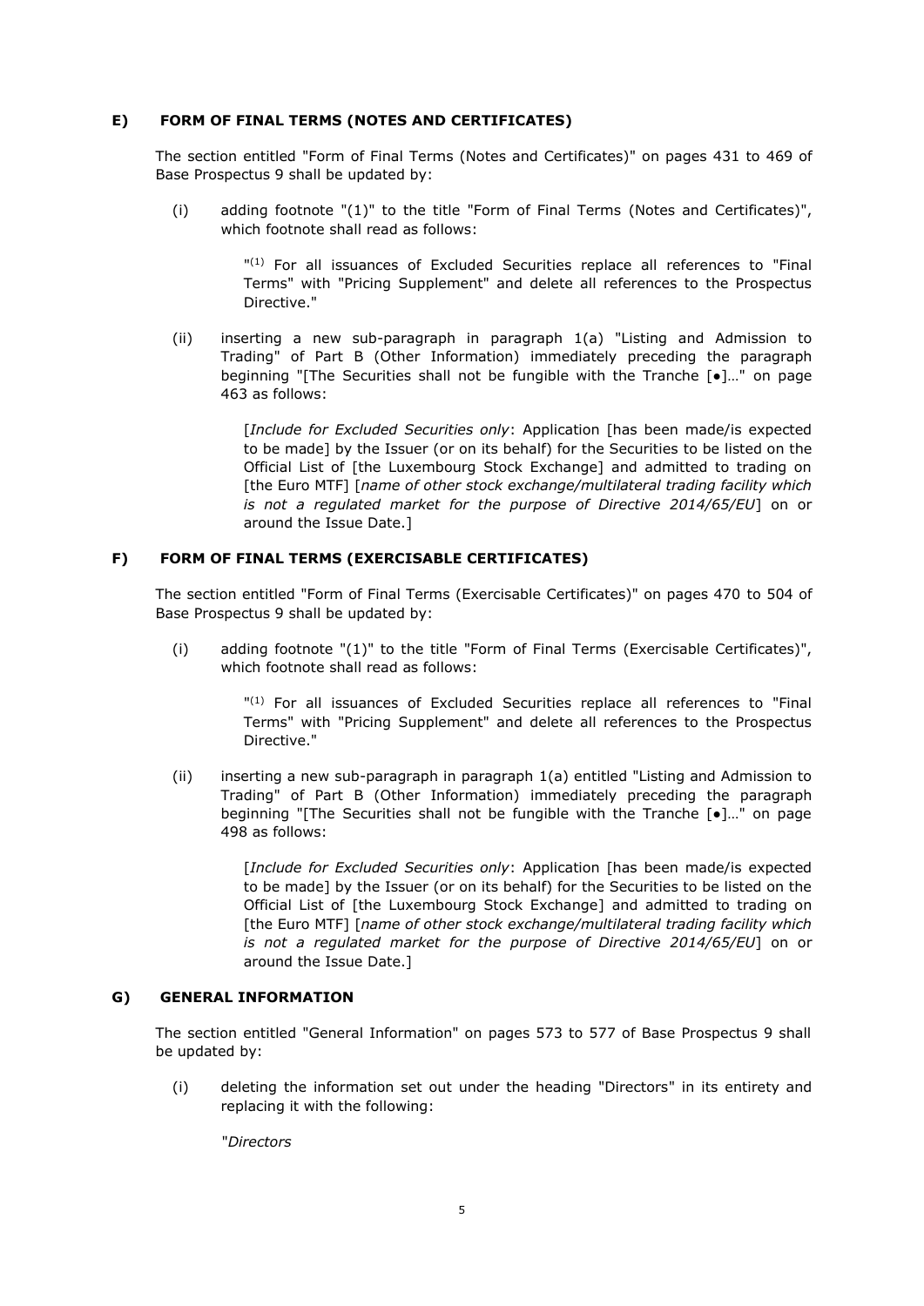## E) FORM OF FINAL TERMS (NOTES AND CERTIFICATES)

The section entitled "Form of Final Terms (Notes and Certificates)" on pages 431 to 469 of Base Prospectus 9 shall be updated by:

(i) adding footnote "(1)" to the title "Form of Final Terms (Notes and Certificates)", which footnote shall read as follows:

> "[(1)] For all issuances of Excluded Securities replace all references to "Final Terms" with "Pricing Supplement" and delete all references to the Prospectus Directive."

(ii) inserting a new sub-paragraph in paragraph 1(a) "Listing and Admission to Trading" of Part B (Other Information) immediately preceding the paragraph beginning "[The Securities shall not be fungible with the Tranche [•]…" on page 463 as follows:

> [*Include for Excluded Securities only*: Application [has been made/is expected to be made] by the Issuer (or on its behalf) for the Securities to be listed on the Official List of [the Luxembourg Stock Exchange] and admitted to trading on [the Euro MTF] [*name of other stock exchange/multilateral trading facility which is not a regulated market for the purpose of Directive 2014/65/EU*] on or around the Issue Date.]

## F) FORM OF FINAL TERMS (EXERCISABLE CERTIFICATES)

The section entitled "Form of Final Terms (Exercisable Certificates)" on pages 470 to 504 of Base Prospectus 9 shall be updated by:

(i) adding footnote "(1)" to the title "Form of Final Terms (Exercisable Certificates)", which footnote shall read as follows:

> "[(1)] For all issuances of Excluded Securities replace all references to "Final Terms" with "Pricing Supplement" and delete all references to the Prospectus Directive."

(ii) inserting a new sub-paragraph in paragraph 1(a) entitled "Listing and Admission to Trading" of Part B (Other Information) immediately preceding the paragraph beginning "[The Securities shall not be fungible with the Tranche [•]…" on page 498 as follows:

> [*Include for Excluded Securities only*: Application [has been made/is expected to be made] by the Issuer (or on its behalf) for the Securities to be listed on the Official List of [the Luxembourg Stock Exchange] and admitted to trading on [the Euro MTF] [*name of other stock exchange/multilateral trading facility which is not a regulated market for the purpose of Directive 2014/65/EU*] on or around the Issue Date.]

## G) GENERAL INFORMATION

The section entitled "General Information" on pages 573 to 577 of Base Prospectus 9 shall be updated by:

(i) deleting the information set out under the heading "Directors" in its entirety and replacing it with the following:

> "*Directors*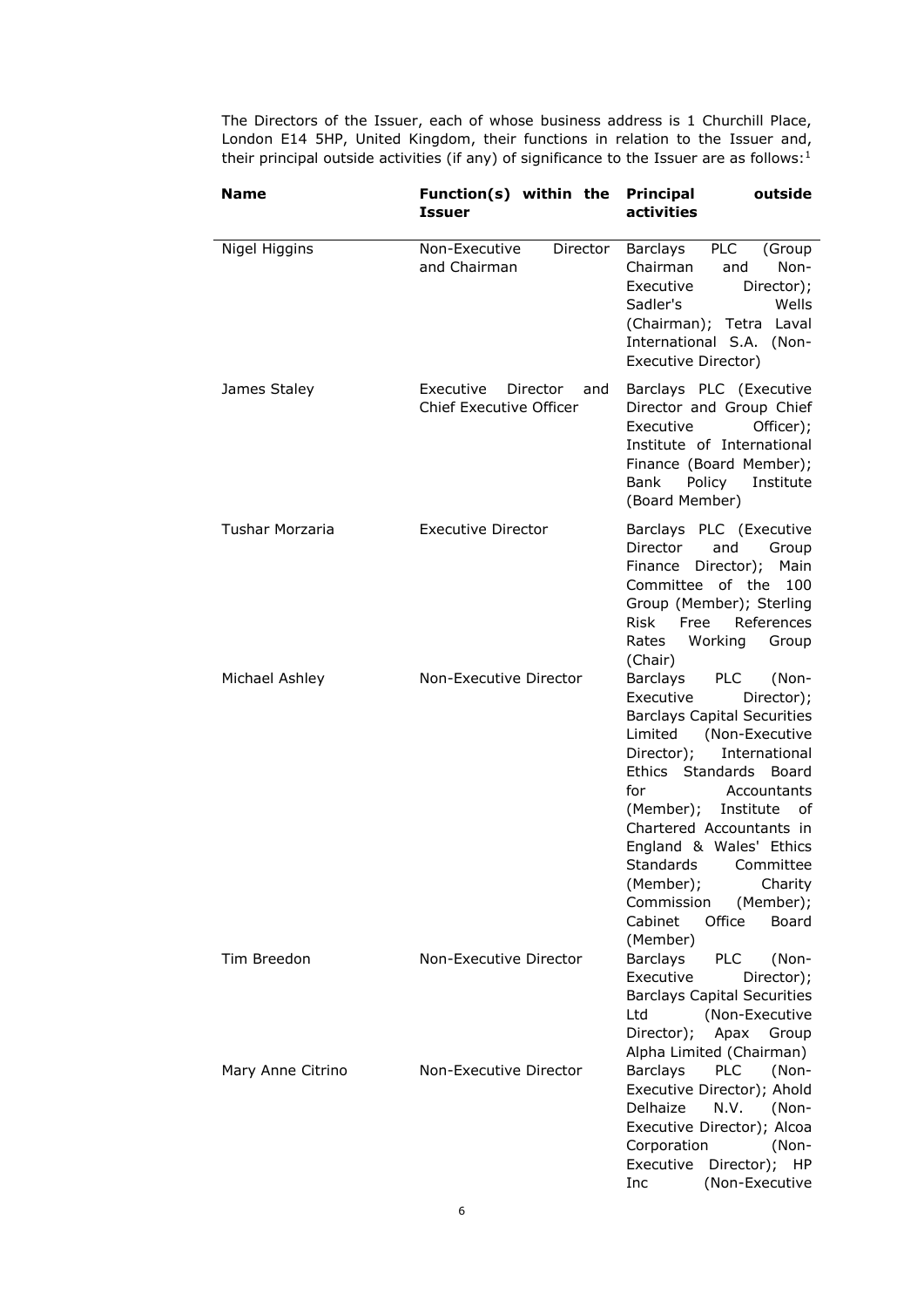The Directors of the Issuer, each of whose business address is 1 Churchill Place, London E14 5HP, United Kingdom, their functions in relation to the Issuer and, their principal outside activities (if any) of significance to the Issuer are as follows:[1]

| Name | Function(s) within the Issuer | Principal outside activities |
|---|---|---|
| Nigel Higgins | Non-Executive Director and Chairman | Barclays PLC (Group Chairman and Non-Executive Director); Sadler's Wells (Chairman); Tetra Laval International S.A. (Non-Executive Director) |
| James Staley | Executive Director and Chief Executive Officer | Barclays PLC (Executive Director and Group Chief Executive Officer); Institute of International Finance (Board Member); Bank Policy Institute (Board Member) |
| Tushar Morzaria | Executive Director | Barclays PLC (Executive Director and Group Finance Director); Main Committee of the 100 Group (Member); Sterling Risk Free References Rates Working Group (Chair) |
| Michael Ashley | Non-Executive Director | Barclays PLC (Non-Executive Director); Barclays Capital Securities Limited (Non-Executive Director); International Ethics Standards Board for Accountants (Member); Institute of Chartered Accountants in England & Wales' Ethics Standards Committee (Member); Charity Commission (Member); Cabinet Office Board (Member) |
| Tim Breedon | Non-Executive Director | Barclays PLC (Non-Executive Director); Barclays Capital Securities Ltd (Non-Executive Director); Apax Group Alpha Limited (Chairman) |
| Mary Anne Citrino | Non-Executive Director | Barclays PLC (Non-Executive Director); Ahold Delhaize N.V. (Non-Executive Director); Alcoa Corporation (Non-Executive Director); HP Inc (Non-Executive |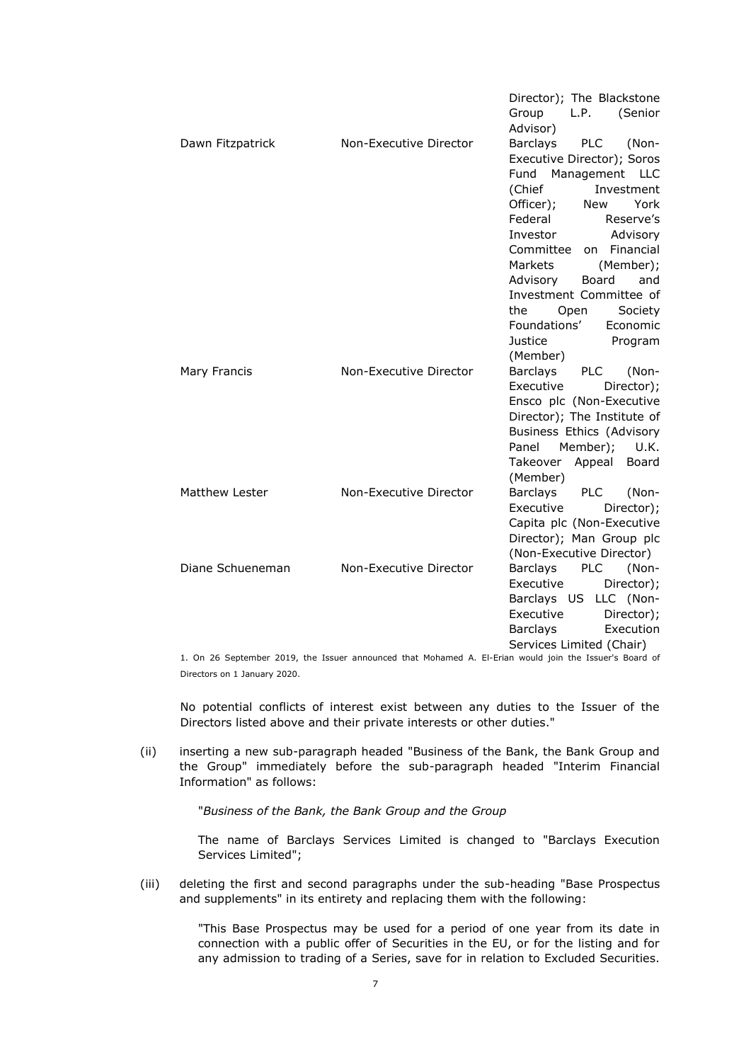| | | |
|---|---|---|
| | | Director); The Blackstone Group L.P. (Senior Advisor) |
| Dawn Fitzpatrick | Non-Executive Director | Barclays PLC (Non-Executive Director); Soros Fund Management LLC (Chief Investment Officer); New York Federal Reserve's Investor Advisory Committee on Financial Markets (Member); Advisory Board and Investment Committee of the Open Society Foundations' Economic Justice Program (Member) |
| Mary Francis | Non-Executive Director | Barclays PLC (Non-Executive Director); Ensco plc (Non-Executive Director); The Institute of Business Ethics (Advisory Panel Member); U.K. Takeover Appeal Board (Member) |
| Matthew Lester | Non-Executive Director | Barclays PLC (Non-Executive Director); Capita plc (Non-Executive Director); Man Group plc (Non-Executive Director) |
| Diane Schueneman | Non-Executive Director | Barclays PLC (Non-Executive Director); Barclays US LLC (Non-Executive Director); Barclays Execution Services Limited (Chair) |

1. On 26 September 2019, the Issuer announced that Mohamed A. El-Erian would join the Issuer's Board of Directors on 1 January 2020.

No potential conflicts of interest exist between any duties to the Issuer of the Directors listed above and their private interests or other duties."

(ii) inserting a new sub-paragraph headed "Business of the Bank, the Bank Group and the Group" immediately before the sub-paragraph headed "Interim Financial Information" as follows:

"*Business of the Bank, the Bank Group and the Group*

The name of Barclays Services Limited is changed to "Barclays Execution Services Limited";

(iii) deleting the first and second paragraphs under the sub-heading "Base Prospectus and supplements" in its entirety and replacing them with the following:

"This Base Prospectus may be used for a period of one year from its date in connection with a public offer of Securities in the EU, or for the listing and for any admission to trading of a Series, save for in relation to Excluded Securities.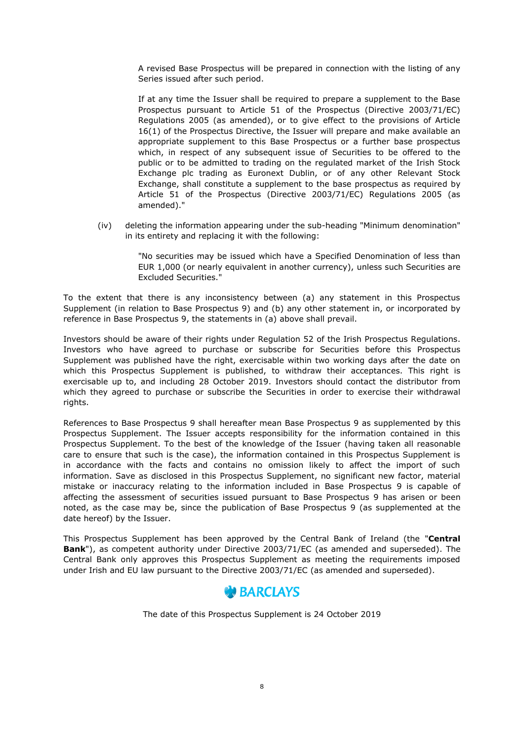A revised Base Prospectus will be prepared in connection with the listing of any Series issued after such period.

If at any time the Issuer shall be required to prepare a supplement to the Base Prospectus pursuant to Article 51 of the Prospectus (Directive 2003/71/EC) Regulations 2005 (as amended), or to give effect to the provisions of Article 16(1) of the Prospectus Directive, the Issuer will prepare and make available an appropriate supplement to this Base Prospectus or a further base prospectus which, in respect of any subsequent issue of Securities to be offered to the public or to be admitted to trading on the regulated market of the Irish Stock Exchange plc trading as Euronext Dublin, or of any other Relevant Stock Exchange, shall constitute a supplement to the base prospectus as required by Article 51 of the Prospectus (Directive 2003/71/EC) Regulations 2005 (as amended)."

(iv) deleting the information appearing under the sub-heading "Minimum denomination" in its entirety and replacing it with the following:

"No securities may be issued which have a Specified Denomination of less than EUR 1,000 (or nearly equivalent in another currency), unless such Securities are Excluded Securities."

To the extent that there is any inconsistency between (a) any statement in this Prospectus Supplement (in relation to Base Prospectus 9) and (b) any other statement in, or incorporated by reference in Base Prospectus 9, the statements in (a) above shall prevail.

Investors should be aware of their rights under Regulation 52 of the Irish Prospectus Regulations. Investors who have agreed to purchase or subscribe for Securities before this Prospectus Supplement was published have the right, exercisable within two working days after the date on which this Prospectus Supplement is published, to withdraw their acceptances. This right is exercisable up to, and including 28 October 2019. Investors should contact the distributor from which they agreed to purchase or subscribe the Securities in order to exercise their withdrawal rights.

References to Base Prospectus 9 shall hereafter mean Base Prospectus 9 as supplemented by this Prospectus Supplement. The Issuer accepts responsibility for the information contained in this Prospectus Supplement. To the best of the knowledge of the Issuer (having taken all reasonable care to ensure that such is the case), the information contained in this Prospectus Supplement is in accordance with the facts and contains no omission likely to affect the import of such information. Save as disclosed in this Prospectus Supplement, no significant new factor, material mistake or inaccuracy relating to the information included in Base Prospectus 9 is capable of affecting the assessment of securities issued pursuant to Base Prospectus 9 has arisen or been noted, as the case may be, since the publication of Base Prospectus 9 (as supplemented at the date hereof) by the Issuer.

This Prospectus Supplement has been approved by the Central Bank of Ireland (the "**Central Bank**"), as competent authority under Directive 2003/71/EC (as amended and superseded). The Central Bank only approves this Prospectus Supplement as meeting the requirements imposed under Irish and EU law pursuant to the Directive 2003/71/EC (as amended and superseded).

BARCLAYS

The date of this Prospectus Supplement is 24 October 2019